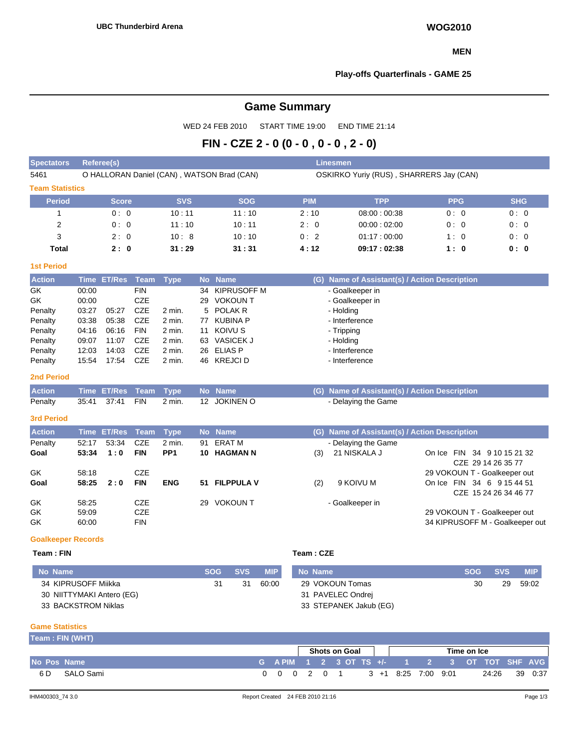UBC Thunderbird Arena

**WOG2010**

**MEN**

**Play-offs Quarterfinals - GAME 25**

# Game Summary

WED 24 FEB 2010 START TIME 19:00 END TIME 21:14

## FIN - CZE 2 - 0 (0 - 0 , 0 - 0 , 2 - 0)

| Spectators | Referee(s) | Linesmen |
|---|---|---|
| 5461 | O HALLORAN Daniel (CAN) , WATSON Brad (CAN) | OSKIRKO Yuriy (RUS) , SHARRERS Jay (CAN) |

### Team Statistics

| Period | Score | SVS | SOG | PIM | TPP | PPG | SHG |
|---|---|---|---|---|---|---|---|
| 1 | 0 : 0 | 10 : 11 | 11 : 10 | 2 : 10 | 08:00 : 00:38 | 0 : 0 | 0 : 0 |
| 2 | 0 : 0 | 11 : 10 | 10 : 11 | 2 : 0 | 00:00 : 02:00 | 0 : 0 | 0 : 0 |
| 3 | 2 : 0 | 10 : 8 | 10 : 10 | 0 : 2 | 01:17 : 00:00 | 1 : 0 | 0 : 0 |
| **Total** | **2 : 0** | **31 : 29** | **31 : 31** | **4 : 12** | **09:17 : 02:38** | **1 : 0** | **0 : 0** |

### 1st Period

| Action | Time | ET/Res | Team | Type | No | Name | (G) | Name of Assistant(s) / Action Description | |
|---|---|---|---|---|---|---|---|---|---|
| GK | 00:00 | | FIN | | 34 | KIPRUSOFF M | | - Goalkeeper in | |
| GK | 00:00 | | CZE | | 29 | VOKOUN T | | - Goalkeeper in | |
| Penalty | 03:27 | 05:27 | CZE | 2 min. | 5 | POLAK R | | - Holding | |
| Penalty | 03:38 | 05:38 | CZE | 2 min. | 77 | KUBINA P | | - Interference | |
| Penalty | 04:16 | 06:16 | FIN | 2 min. | 11 | KOIVU S | | - Tripping | |
| Penalty | 09:07 | 11:07 | CZE | 2 min. | 63 | VASICEK J | | - Holding | |
| Penalty | 12:03 | 14:03 | CZE | 2 min. | 26 | ELIAS P | | - Interference | |
| Penalty | 15:54 | 17:54 | CZE | 2 min. | 46 | KREJCI D | | - Interference | |

### 2nd Period

| Action | Time | ET/Res | Team | Type | No | Name | (G) | Name of Assistant(s) / Action Description | |
|---|---|---|---|---|---|---|---|---|---|
| Penalty | 35:41 | 37:41 | FIN | 2 min. | 12 | JOKINEN O | | - Delaying the Game | |

### 3rd Period

| Action | Time | ET/Res | Team | Type | No | Name | (G) | Name of Assistant(s) / Action Description | |
|---|---|---|---|---|---|---|---|---|---|
| Penalty | 52:17 | 53:34 | CZE | 2 min. | 91 | ERAT M | | - Delaying the Game | |
| **Goal** | **53:34** | **1 : 0** | **FIN** | **PP1** | **10** | **HAGMAN N** | (3) | 21 NISKALA J | On Ice FIN 34 9 10 15 21 32<br>CZE 29 14 26 35 77 |
| GK | 58:18 | | CZE | | | | | | 29 VOKOUN T - Goalkeeper out |
| **Goal** | **58:25** | **2 : 0** | **FIN** | **ENG** | **51** | **FILPPULA V** | (2) | 9 KOIVU M | On Ice FIN 34 6 9 15 44 51<br>CZE 15 24 26 34 46 77 |
| GK | 58:25 | | CZE | | 29 | VOKOUN T | | - Goalkeeper in | |
| GK | 59:09 | | CZE | | | | | | 29 VOKOUN T - Goalkeeper out |
| GK | 60:00 | | FIN | | | | | | 34 KIPRUSOFF M - Goalkeeper out |

### Goalkeeper Records

**Team : FIN**

| No | Name | SOG | SVS | MIP |
|---|---|---|---|---|
| 34 | KIPRUSOFF Miikka | 31 | 31 | 60:00 |
| 30 | NIITTYMAKI Antero (EG) | | | |
| 33 | BACKSTROM Niklas | | | |

**Team : CZE**

| No | Name | SOG | SVS | MIP |
|---|---|---|---|---|
| 29 | VOKOUN Tomas | 30 | 29 | 59:02 |
| 31 | PAVELEC Ondrej | | | |
| 33 | STEPANEK Jakub (EG) | | | |

### Game Statistics

**Team : FIN (WHT)**

| | | | | | | Shots on Goal | | | | | | Time on Ice | | | | | | |
|---|---|---|---|---|---|---|---|---|---|---|---|---|---|---|---|---|---|---|
| No | Pos | Name | G | A | PIM | 1 | 2 | 3 | OT | TS | +/- | 1 | 2 | 3 | OT | TOT | SHF | AVG |
| 6 | D | SALO Sami | 0 | 0 | 0 | 2 | 0 | 1 | | 3 | +1 | 8:25 | 7:00 | 9:01 | | 24:26 | 39 | 0:37 |

IHM400303_74 3.0 Report Created 24 FEB 2010 21:16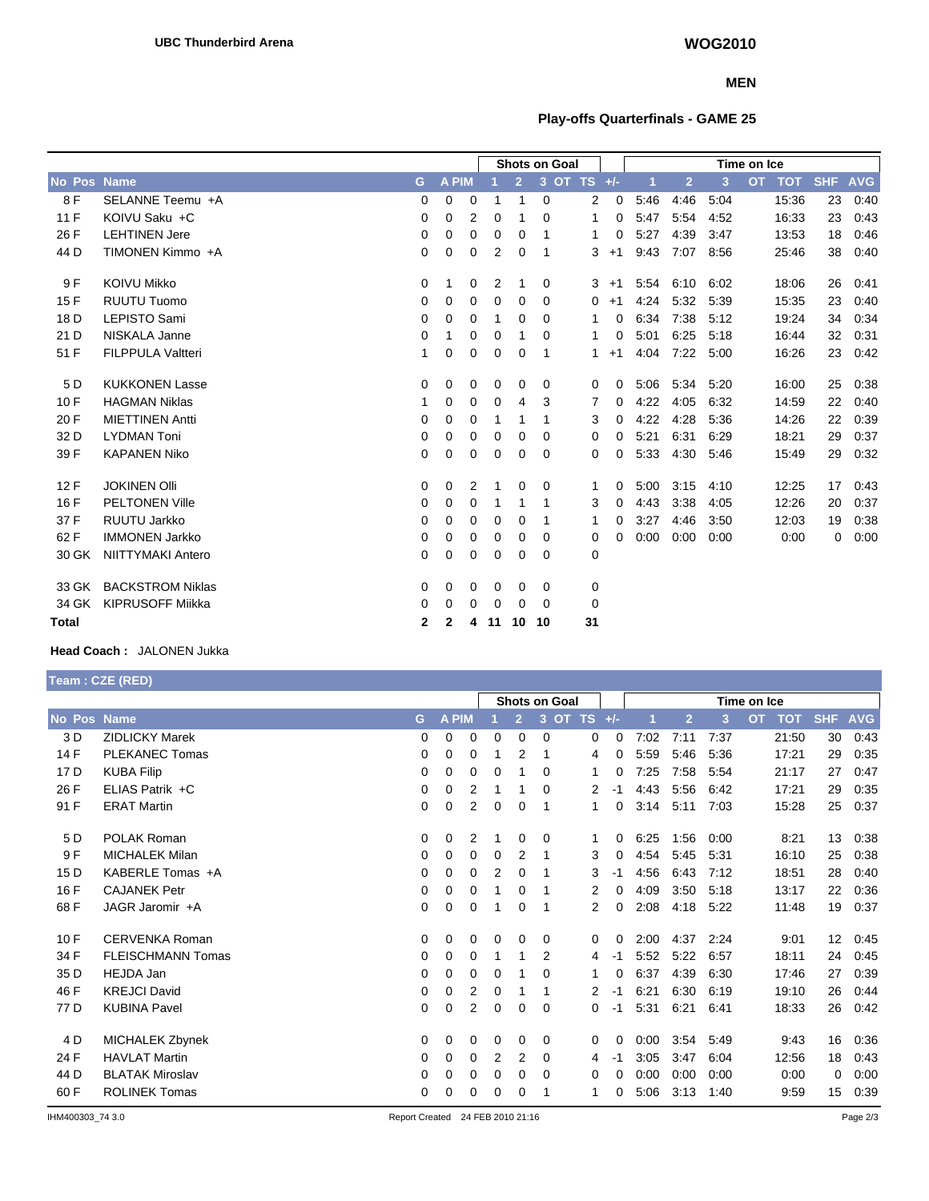**UBC Thunderbird Arena**

**WOG2010**

**MEN**

**Play-offs Quarterfinals - GAME 25**

| No | Pos | Name | G | A | PIM | Shots on Goal 1 | 2 | 3 | OT | TS | +/- | Time on Ice 1 | 2 | 3 | OT | TOT | SHF | AVG |
|---|---|---|---|---|---|---|---|---|---|---|---|---|---|---|---|---|---|---|
| 8 | F | SELANNE Teemu +A | 0 | 0 | 0 | 1 | 1 | 0 | | 2 | 0 | 5:46 | 4:46 | 5:04 | | 15:36 | 23 | 0:40 |
| 11 | F | KOIVU Saku +C | 0 | 0 | 2 | 0 | 1 | 0 | | 1 | 0 | 5:47 | 5:54 | 4:52 | | 16:33 | 23 | 0:43 |
| 26 | F | LEHTINEN Jere | 0 | 0 | 0 | 0 | 0 | 1 | | 1 | 0 | 5:27 | 4:39 | 3:47 | | 13:53 | 18 | 0:46 |
| 44 | D | TIMONEN Kimmo +A | 0 | 0 | 0 | 2 | 0 | 1 | | 3 | +1 | 9:43 | 7:07 | 8:56 | | 25:46 | 38 | 0:40 |
| 9 | F | KOIVU Mikko | 0 | 1 | 0 | 2 | 1 | 0 | | 3 | +1 | 5:54 | 6:10 | 6:02 | | 18:06 | 26 | 0:41 |
| 15 | F | RUUTU Tuomo | 0 | 0 | 0 | 0 | 0 | 0 | | 0 | +1 | 4:24 | 5:32 | 5:39 | | 15:35 | 23 | 0:40 |
| 18 | D | LEPISTO Sami | 0 | 0 | 0 | 1 | 0 | 0 | | 1 | 0 | 6:34 | 7:38 | 5:12 | | 19:24 | 34 | 0:34 |
| 21 | D | NISKALA Janne | 0 | 1 | 0 | 0 | 1 | 0 | | 1 | 0 | 5:01 | 6:25 | 5:18 | | 16:44 | 32 | 0:31 |
| 51 | F | FILPPULA Valtteri | 1 | 0 | 0 | 0 | 0 | 1 | | 1 | +1 | 4:04 | 7:22 | 5:00 | | 16:26 | 23 | 0:42 |
| 5 | D | KUKKONEN Lasse | 0 | 0 | 0 | 0 | 0 | 0 | | 0 | 0 | 5:06 | 5:34 | 5:20 | | 16:00 | 25 | 0:38 |
| 10 | F | HAGMAN Niklas | 1 | 0 | 0 | 0 | 4 | 3 | | 7 | 0 | 4:22 | 4:05 | 6:32 | | 14:59 | 22 | 0:40 |
| 20 | F | MIETTINEN Antti | 0 | 0 | 0 | 1 | 1 | 1 | | 3 | 0 | 4:22 | 4:28 | 5:36 | | 14:26 | 22 | 0:39 |
| 32 | D | LYDMAN Toni | 0 | 0 | 0 | 0 | 0 | 0 | | 0 | 0 | 5:21 | 6:31 | 6:29 | | 18:21 | 29 | 0:37 |
| 39 | F | KAPANEN Niko | 0 | 0 | 0 | 0 | 0 | 0 | | 0 | 0 | 5:33 | 4:30 | 5:46 | | 15:49 | 29 | 0:32 |
| 12 | F | JOKINEN Olli | 0 | 0 | 2 | 1 | 0 | 0 | | 1 | 0 | 5:00 | 3:15 | 4:10 | | 12:25 | 17 | 0:43 |
| 16 | F | PELTONEN Ville | 0 | 0 | 0 | 1 | 1 | 1 | | 3 | 0 | 4:43 | 3:38 | 4:05 | | 12:26 | 20 | 0:37 |
| 37 | F | RUUTU Jarkko | 0 | 0 | 0 | 0 | 0 | 1 | | 1 | 0 | 3:27 | 4:46 | 3:50 | | 12:03 | 19 | 0:38 |
| 62 | F | IMMONEN Jarkko | 0 | 0 | 0 | 0 | 0 | 0 | | 0 | 0 | 0:00 | 0:00 | 0:00 | | 0:00 | 0 | 0:00 |
| 30 | GK | NIITTYMAKI Antero | 0 | 0 | 0 | 0 | 0 | 0 | | 0 | | | | | | | | |
| 33 | GK | BACKSTROM Niklas | 0 | 0 | 0 | 0 | 0 | 0 | | 0 | | | | | | | | |
| 34 | GK | KIPRUSOFF Miikka | 0 | 0 | 0 | 0 | 0 | 0 | | 0 | | | | | | | | |
| **Total** | | | **2** | **2** | **4** | **11** | **10** | **10** | | **31** | | | | | | | | |

**Head Coach :** JALONEN Jukka

## Team : CZE (RED)

| No | Pos | Name | G | A | PIM | Shots on Goal 1 | 2 | 3 | OT | TS | +/- | Time on Ice 1 | 2 | 3 | OT | TOT | SHF | AVG |
|---|---|---|---|---|---|---|---|---|---|---|---|---|---|---|---|---|---|---|
| 3 | D | ZIDLICKY Marek | 0 | 0 | 0 | 0 | 0 | 0 | | 0 | 0 | 7:02 | 7:11 | 7:37 | | 21:50 | 30 | 0:43 |
| 14 | F | PLEKANEC Tomas | 0 | 0 | 0 | 1 | 2 | 1 | | 4 | 0 | 5:59 | 5:46 | 5:36 | | 17:21 | 29 | 0:35 |
| 17 | D | KUBA Filip | 0 | 0 | 0 | 0 | 1 | 0 | | 1 | 0 | 7:25 | 7:58 | 5:54 | | 21:17 | 27 | 0:47 |
| 26 | F | ELIAS Patrik +C | 0 | 0 | 2 | 1 | 1 | 0 | | 2 | -1 | 4:43 | 5:56 | 6:42 | | 17:21 | 29 | 0:35 |
| 91 | F | ERAT Martin | 0 | 0 | 2 | 0 | 0 | 1 | | 1 | 0 | 3:14 | 5:11 | 7:03 | | 15:28 | 25 | 0:37 |
| 5 | D | POLAK Roman | 0 | 0 | 2 | 1 | 0 | 0 | | 1 | 0 | 6:25 | 1:56 | 0:00 | | 8:21 | 13 | 0:38 |
| 9 | F | MICHALEK Milan | 0 | 0 | 0 | 0 | 2 | 1 | | 3 | 0 | 4:54 | 5:45 | 5:31 | | 16:10 | 25 | 0:38 |
| 15 | D | KABERLE Tomas +A | 0 | 0 | 0 | 2 | 0 | 1 | | 3 | -1 | 4:56 | 6:43 | 7:12 | | 18:51 | 28 | 0:40 |
| 16 | F | CAJANEK Petr | 0 | 0 | 0 | 1 | 0 | 1 | | 2 | 0 | 4:09 | 3:50 | 5:18 | | 13:17 | 22 | 0:36 |
| 68 | F | JAGR Jaromir +A | 0 | 0 | 0 | 1 | 0 | 1 | | 2 | 0 | 2:08 | 4:18 | 5:22 | | 11:48 | 19 | 0:37 |
| 10 | F | CERVENKA Roman | 0 | 0 | 0 | 0 | 0 | 0 | | 0 | 0 | 2:00 | 4:37 | 2:24 | | 9:01 | 12 | 0:45 |
| 34 | F | FLEISCHMANN Tomas | 0 | 0 | 0 | 1 | 1 | 2 | | 4 | -1 | 5:52 | 5:22 | 6:57 | | 18:11 | 24 | 0:45 |
| 35 | D | HEJDA Jan | 0 | 0 | 0 | 0 | 1 | 0 | | 1 | 0 | 6:37 | 4:39 | 6:30 | | 17:46 | 27 | 0:39 |
| 46 | F | KREJCI David | 0 | 0 | 2 | 0 | 1 | 1 | | 2 | -1 | 6:21 | 6:30 | 6:19 | | 19:10 | 26 | 0:44 |
| 77 | D | KUBINA Pavel | 0 | 0 | 2 | 0 | 0 | 0 | | 0 | -1 | 5:31 | 6:21 | 6:41 | | 18:33 | 26 | 0:42 |
| 4 | D | MICHALEK Zbynek | 0 | 0 | 0 | 0 | 0 | 0 | | 0 | 0 | 0:00 | 3:54 | 5:49 | | 9:43 | 16 | 0:36 |
| 24 | F | HAVLAT Martin | 0 | 0 | 0 | 2 | 2 | 0 | | 4 | -1 | 3:05 | 3:47 | 6:04 | | 12:56 | 18 | 0:43 |
| 44 | D | BLATAK Miroslav | 0 | 0 | 0 | 0 | 0 | 0 | | 0 | 0 | 0:00 | 0:00 | 0:00 | | 0:00 | 0 | 0:00 |
| 60 | F | ROLINEK Tomas | 0 | 0 | 0 | 0 | 0 | 1 | | 1 | 0 | 5:06 | 3:13 | 1:40 | | 9:59 | 15 | 0:39 |

IHM400303_74 3.0 Report Created 24 FEB 2010 21:16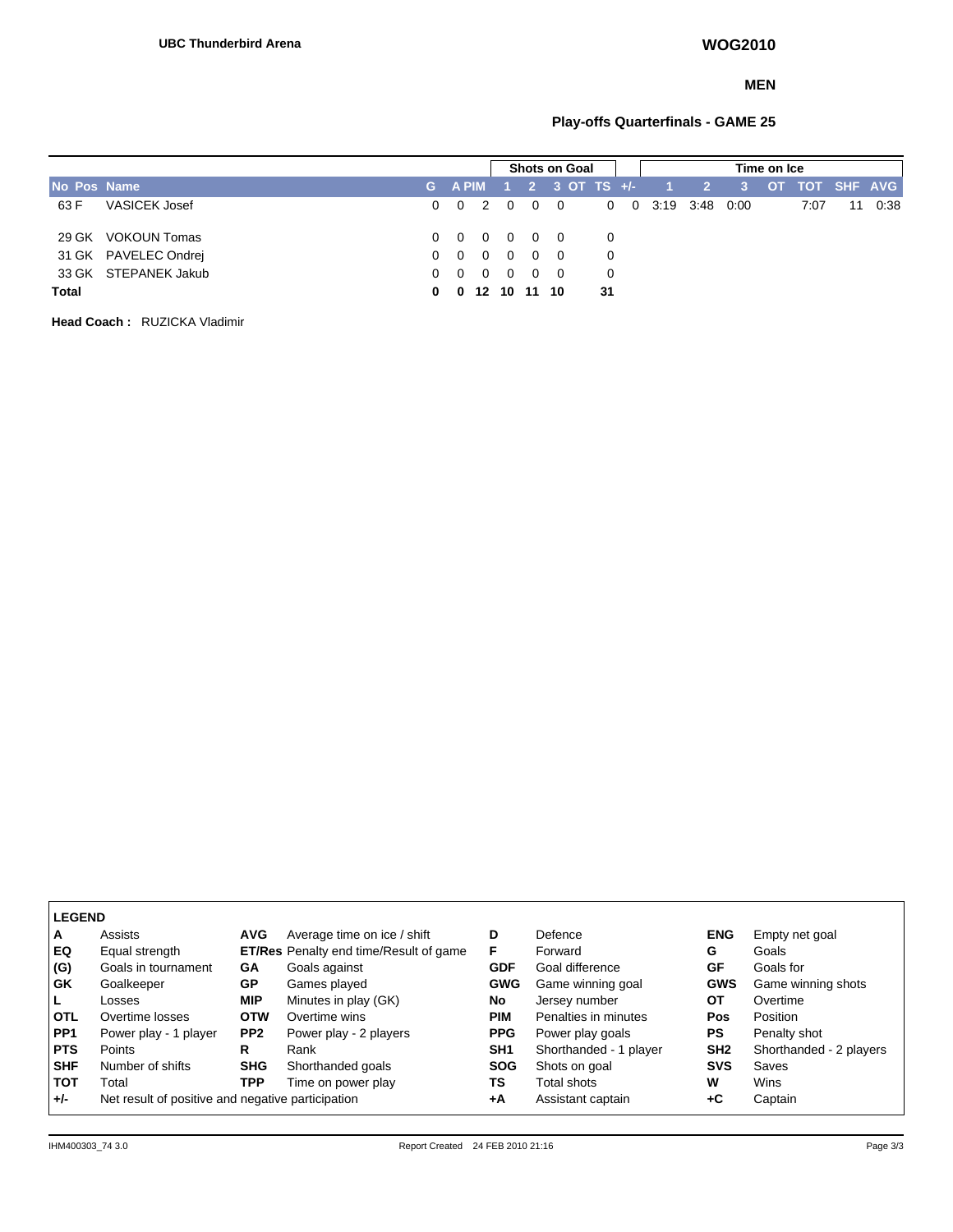**UBC Thunderbird Arena**

**WOG2010**

**MEN**

**Play-offs Quarterfinals - GAME 25**

| No | Pos | Name | G | A | PIM | SOG 1 | SOG 2 | SOG 3 | SOG OT | TS | +/- | TOI 1 | TOI 2 | TOI 3 | TOI OT | TOT | SHF | AVG |
|---|---|---|---|---|---|---|---|---|---|---|---|---|---|---|---|---|---|---|
| 63 | F | VASICEK Josef | 0 | 0 | 2 | 0 | 0 | 0 | | 0 | 0 | 3:19 | 3:48 | 0:00 | | 7:07 | 11 | 0:38 |
| 29 | GK | VOKOUN Tomas | 0 | 0 | 0 | 0 | 0 | 0 | | 0 | | | | | | | | |
| 31 | GK | PAVELEC Ondrej | 0 | 0 | 0 | 0 | 0 | 0 | | 0 | | | | | | | | |
| 33 | GK | STEPANEK Jakub | 0 | 0 | 0 | 0 | 0 | 0 | | 0 | | | | | | | | |
| **Total** | | | **0** | **0** | **12** | **10** | **11** | **10** | | **31** | | | | | | | | |

**Head Coach :** RUZICKA Vladimir

**LEGEND**

| | | | | | | | |
|---|---|---|---|---|---|---|---|
| **A** | Assists | **AVG** | Average time on ice / shift | **D** | Defence | **ENG** | Empty net goal |
| **EQ** | Equal strength | **ET/Res** | Penalty end time/Result of game | **F** | Forward | **G** | Goals |
| **(G)** | Goals in tournament | **GA** | Goals against | **GDF** | Goal difference | **GF** | Goals for |
| **GK** | Goalkeeper | **GP** | Games played | **GWG** | Game winning goal | **GWS** | Game winning shots |
| **L** | Losses | **MIP** | Minutes in play (GK) | **No** | Jersey number | **OT** | Overtime |
| **OTL** | Overtime losses | **OTW** | Overtime wins | **PIM** | Penalties in minutes | **Pos** | Position |
| **PP1** | Power play - 1 player | **PP2** | Power play - 2 players | **PPG** | Power play goals | **PS** | Penalty shot |
| **PTS** | Points | **R** | Rank | **SH1** | Shorthanded - 1 player | **SH2** | Shorthanded - 2 players |
| **SHF** | Number of shifts | **SHG** | Shorthanded goals | **SOG** | Shots on goal | **SVS** | Saves |
| **TOT** | Total | **TPP** | Time on power play | **TS** | Total shots | **W** | Wins |
| **+/-** | Net result of positive and negative participation | | | **+A** | Assistant captain | **+C** | Captain |

IHM400303_74 3.0 Report Created 24 FEB 2010 21:16